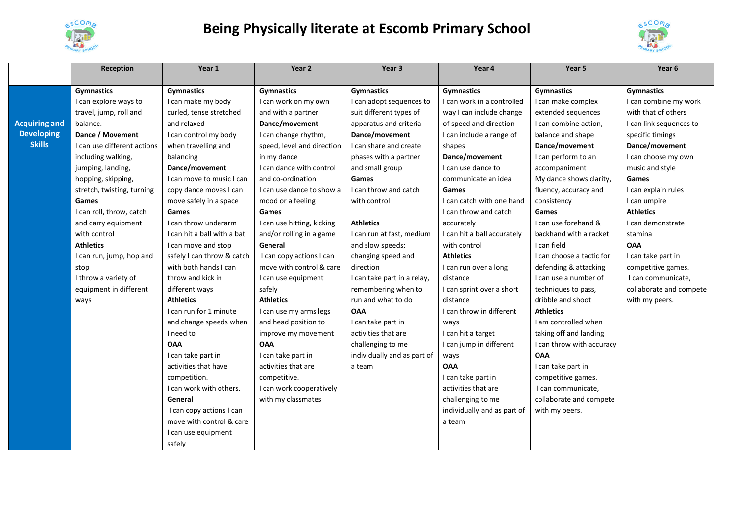# Being Physically literate at Escomb Primary School

| | Reception | Year 1 | Year 2 | Year 3 | Year 4 | Year 5 | Year 6 |
|---|---|---|---|---|---|---|---|
| **Acquiring and Developing Skills** | **Gymnastics**<br>I can explore ways to travel, jump, roll and balance.<br>**Dance / Movement**<br>I can use different actions including walking, jumping, landing, hopping, skipping, stretch, twisting, turning<br>**Games**<br>I can roll, throw, catch and carry equipment with control<br>**Athletics**<br>I can run, jump, hop and stop<br>I throw a variety of equipment in different ways | **Gymnastics**<br>I can make my body curled, tense stretched and relaxed<br>I can control my body when travelling and balancing<br>**Dance/movement**<br>I can move to music I can copy dance moves I can move safely in a space<br>**Games**<br>I can throw underarm<br>I can hit a ball with a bat<br>I can move and stop safely I can throw & catch with both hands I can throw and kick in different ways<br>**Athletics**<br>I can run for 1 minute and change speeds when I need to<br>**OAA**<br>I can take part in activities that have competition.<br>I can work with others.<br>**General**<br>I can copy actions I can move with control & care<br>I can use equipment safely | **Gymnastics**<br>I can work on my own and with a partner<br>**Dance/movement**<br>I can change rhythm, speed, level and direction in my dance<br>I can dance with control and co-ordination<br>I can use dance to show a mood or a feeling<br>**Games**<br>I can use hitting, kicking and/or rolling in a game<br>**General**<br>I can copy actions I can move with control & care<br>I can use equipment safely<br>**Athletics**<br>I can use my arms legs and head position to improve my movement<br>**OAA**<br>I can take part in activities that are competitive.<br>I can work cooperatively with my classmates | **Gymnastics**<br>I can adopt sequences to suit different types of apparatus and criteria<br>**Dance/movement**<br>I can share and create phases with a partner and small group<br>**Games**<br>I can throw and catch with control<br><br>**Athletics**<br>I can run at fast, medium and slow speeds; changing speed and direction<br>I can take part in a relay, remembering when to run and what to do<br>**OAA**<br>I can take part in activities that are challenging to me individually and as part of a team | **Gymnastics**<br>I can work in a controlled way I can include change of speed and direction<br>I can include a range of shapes<br>**Dance/movement**<br>I can use dance to communicate an idea<br>**Games**<br>I can catch with one hand<br>I can throw and catch accurately<br>I can hit a ball accurately with control<br>**Athletics**<br>I can run over a long distance<br>I can sprint over a short distance<br>I can throw in different ways<br>I can hit a target<br>I can jump in different ways<br>**OAA**<br>I can take part in activities that are challenging to me individually and as part of a team | **Gymnastics**<br>I can make complex extended sequences<br>I can combine action, balance and shape<br>**Dance/movement**<br>I can perform to an accompaniment<br>My dance shows clarity, fluency, accuracy and consistency<br>**Games**<br>I can use forehand & backhand with a racket<br>I can field<br>I can choose a tactic for defending & attacking<br>I can use a number of techniques to pass, dribble and shoot<br>**Athletics**<br>I am controlled when taking off and landing<br>I can throw with accuracy<br>**OAA**<br>I can take part in competitive games.<br>I can communicate, collaborate and compete with my peers. | **Gymnastics**<br>I can combine my work with that of others<br>I can link sequences to specific timings<br>**Dance/movement**<br>I can choose my own music and style<br>**Games**<br>I can explain rules<br>I can umpire<br>**Athletics**<br>I can demonstrate stamina<br>**OAA**<br>I can take part in competitive games.<br>I can communicate, collaborate and compete with my peers. |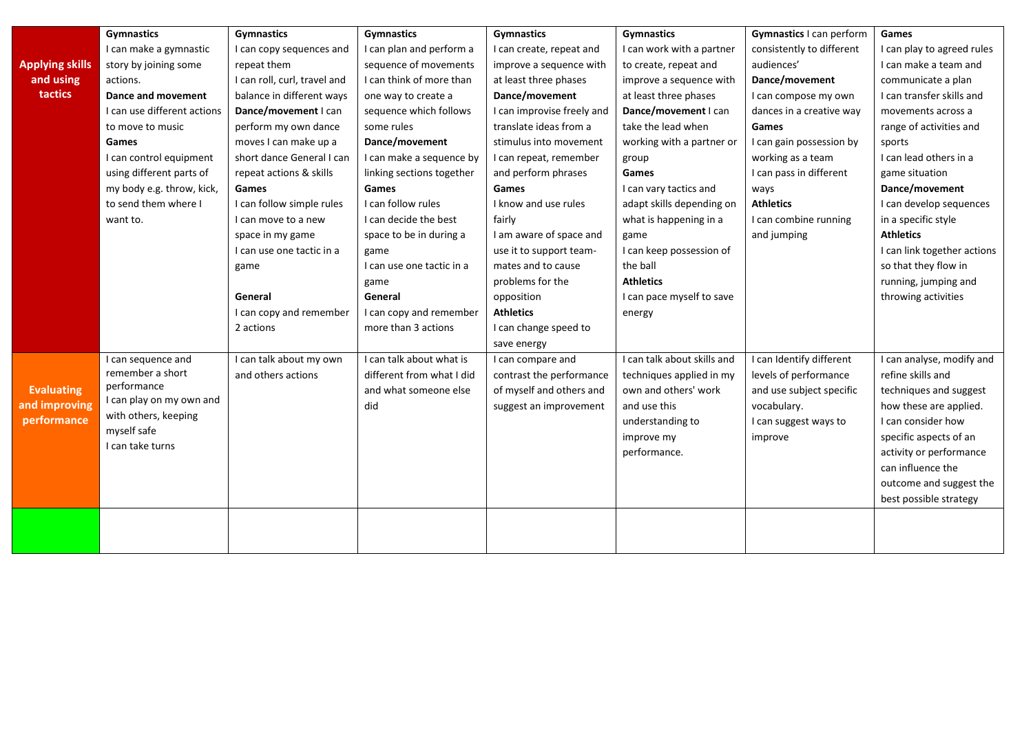| | | | | | | | |
|---|---|---|---|---|---|---|---|
| **Applying skills and using tactics** | **Gymnastics** I can make a gymnastic story by joining some actions. **Dance and movement** I can use different actions to move to music **Games** I can control equipment using different parts of my body e.g. throw, kick, to send them where I want to. | **Gymnastics** I can copy sequences and repeat them I can roll, curl, travel and balance in different ways **Dance/movement** I can perform my own dance moves I can make up a short dance General I can repeat actions & skills **Games** I can follow simple rules I can move to a new space in my game I can use one tactic in a game **General** I can copy and remember 2 actions | **Gymnastics** I can plan and perform a sequence of movements I can think of more than one way to create a sequence which follows some rules **Dance/movement** I can make a sequence by linking sections together **Games** I can follow rules I can decide the best space to be in during a game I can use one tactic in a game **General** I can copy and remember more than 3 actions | **Gymnastics** I can create, repeat and improve a sequence with at least three phases **Dance/movement** I can improvise freely and translate ideas from a stimulus into movement I can repeat, remember and perform phrases **Games** I know and use rules fairly I am aware of space and use it to support team-mates and to cause problems for the opposition **Athletics** I can change speed to save energy | **Gymnastics** I can work with a partner to create, repeat and improve a sequence with at least three phases **Dance/movement** I can take the lead when working with a partner or group **Games** I can vary tactics and adapt skills depending on what is happening in a game I can keep possession of the ball **Athletics** I can pace myself to save energy | **Gymnastics** I can perform consistently to different audiences' **Dance/movement** I can compose my own dances in a creative way **Games** I can gain possession by working as a team I can pass in different ways **Athletics** I can combine running and jumping | **Games** I can play to agreed rules I can make a team and communicate a plan I can transfer skills and movements across a range of activities and sports I can lead others in a game situation **Dance/movement** I can develop sequences in a specific style **Athletics** I can link together actions so that they flow in running, jumping and throwing activities |
| **Evaluating and improving performance** | I can sequence and remember a short performance I can play on my own and with others, keeping myself safe I can take turns | I can talk about my own and others actions | I can talk about what is different from what I did and what someone else did | I can compare and contrast the performance of myself and others and suggest an improvement | I can talk about skills and techniques applied in my own and others' work and use this understanding to improve my performance. | I can Identify different levels of performance and use subject specific vocabulary. I can suggest ways to improve | I can analyse, modify and refine skills and techniques and suggest how these are applied. I can consider how specific aspects of an activity or performance can influence the outcome and suggest the best possible strategy |
| | | | | | | | |